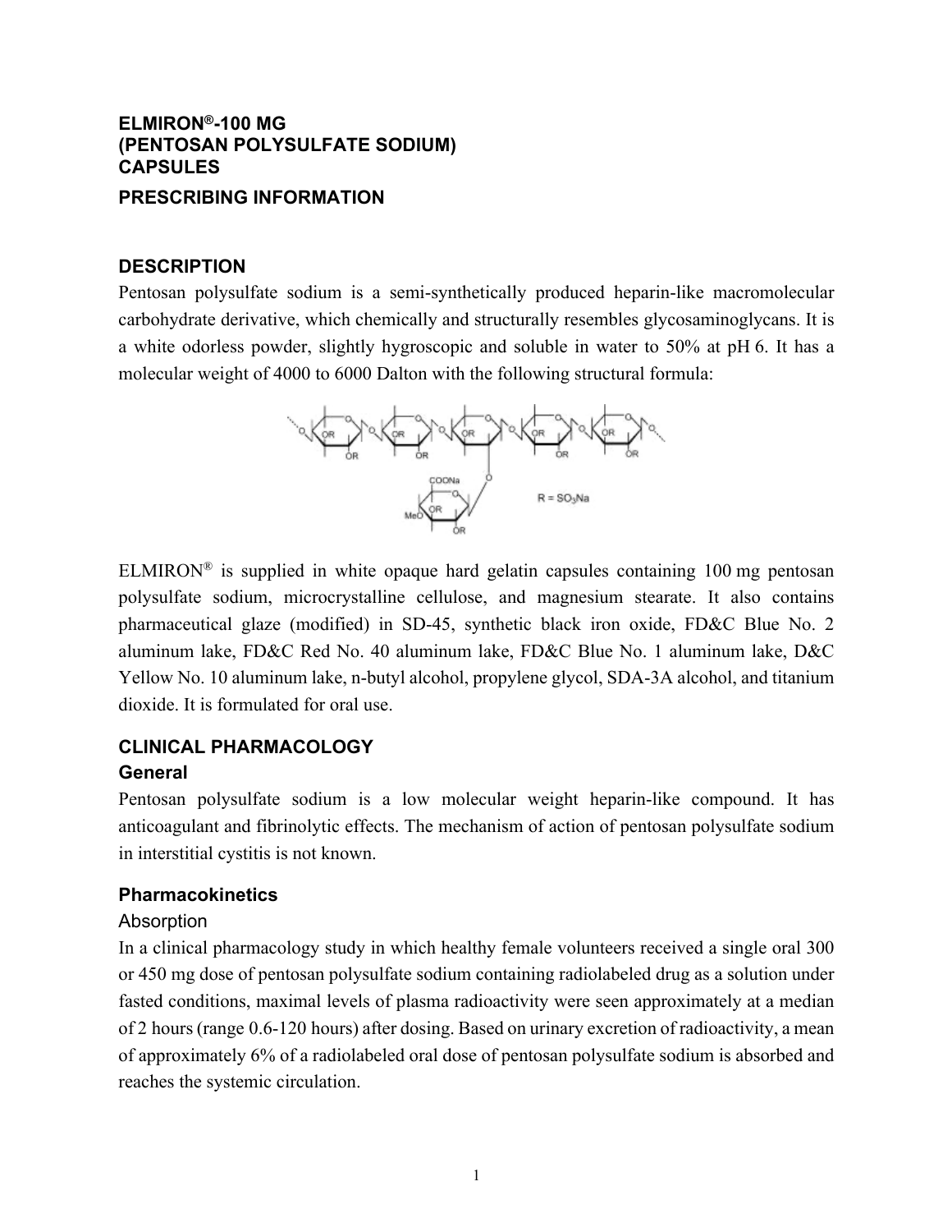**ELMIRON®-100 MG**
**(PENTOSAN POLYSULFATE SODIUM)**
**CAPSULES**

**PRESCRIBING INFORMATION**

## DESCRIPTION

Pentosan polysulfate sodium is a semi-synthetically produced heparin-like macromolecular carbohydrate derivative, which chemically and structurally resembles glycosaminoglycans. It is a white odorless powder, slightly hygroscopic and soluble in water to 50% at pH 6. It has a molecular weight of 4000 to 6000 Dalton with the following structural formula:

R = $SO_3Na$

ELMIRON® is supplied in white opaque hard gelatin capsules containing 100 mg pentosan polysulfate sodium, microcrystalline cellulose, and magnesium stearate. It also contains pharmaceutical glaze (modified) in SD-45, synthetic black iron oxide, FD&C Blue No. 2 aluminum lake, FD&C Red No. 40 aluminum lake, FD&C Blue No. 1 aluminum lake, D&C Yellow No. 10 aluminum lake, n-butyl alcohol, propylene glycol, SDA-3A alcohol, and titanium dioxide. It is formulated for oral use.

## CLINICAL PHARMACOLOGY

### General

Pentosan polysulfate sodium is a low molecular weight heparin-like compound. It has anticoagulant and fibrinolytic effects. The mechanism of action of pentosan polysulfate sodium in interstitial cystitis is not known.

### Pharmacokinetics

#### Absorption

In a clinical pharmacology study in which healthy female volunteers received a single oral 300 or 450 mg dose of pentosan polysulfate sodium containing radiolabeled drug as a solution under fasted conditions, maximal levels of plasma radioactivity were seen approximately at a median of 2 hours (range 0.6-120 hours) after dosing. Based on urinary excretion of radioactivity, a mean of approximately 6% of a radiolabeled oral dose of pentosan polysulfate sodium is absorbed and reaches the systemic circulation.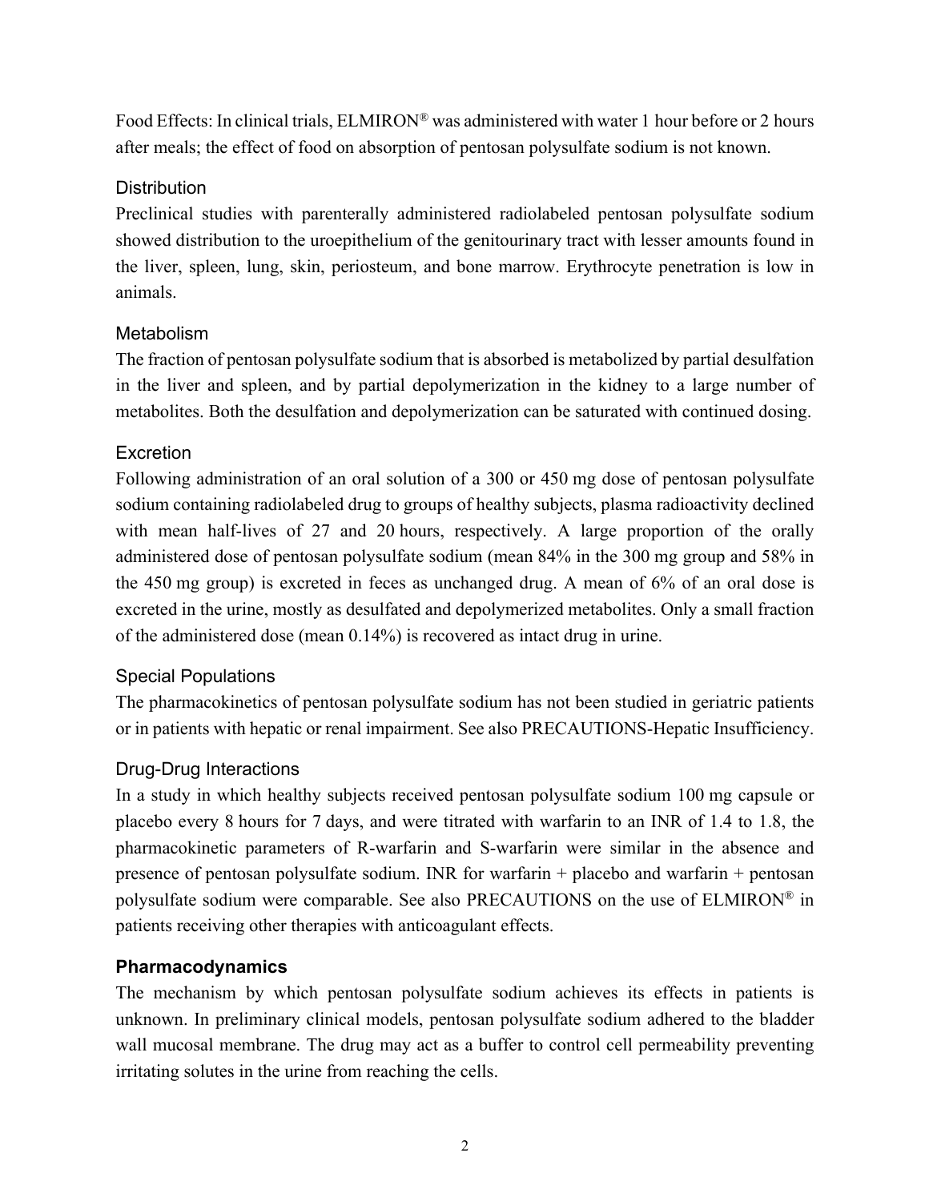Food Effects: In clinical trials, ELMIRON® was administered with water 1 hour before or 2 hours after meals; the effect of food on absorption of pentosan polysulfate sodium is not known.

### Distribution

Preclinical studies with parenterally administered radiolabeled pentosan polysulfate sodium showed distribution to the uroepithelium of the genitourinary tract with lesser amounts found in the liver, spleen, lung, skin, periosteum, and bone marrow. Erythrocyte penetration is low in animals.

### Metabolism

The fraction of pentosan polysulfate sodium that is absorbed is metabolized by partial desulfation in the liver and spleen, and by partial depolymerization in the kidney to a large number of metabolites. Both the desulfation and depolymerization can be saturated with continued dosing.

### Excretion

Following administration of an oral solution of a 300 or 450 mg dose of pentosan polysulfate sodium containing radiolabeled drug to groups of healthy subjects, plasma radioactivity declined with mean half-lives of 27 and 20 hours, respectively. A large proportion of the orally administered dose of pentosan polysulfate sodium (mean 84% in the 300 mg group and 58% in the 450 mg group) is excreted in feces as unchanged drug. A mean of 6% of an oral dose is excreted in the urine, mostly as desulfated and depolymerized metabolites. Only a small fraction of the administered dose (mean 0.14%) is recovered as intact drug in urine.

### Special Populations

The pharmacokinetics of pentosan polysulfate sodium has not been studied in geriatric patients or in patients with hepatic or renal impairment. See also PRECAUTIONS-Hepatic Insufficiency.

### Drug-Drug Interactions

In a study in which healthy subjects received pentosan polysulfate sodium 100 mg capsule or placebo every 8 hours for 7 days, and were titrated with warfarin to an INR of 1.4 to 1.8, the pharmacokinetic parameters of R-warfarin and S-warfarin were similar in the absence and presence of pentosan polysulfate sodium. INR for warfarin + placebo and warfarin + pentosan polysulfate sodium were comparable. See also PRECAUTIONS on the use of ELMIRON® in patients receiving other therapies with anticoagulant effects.

## Pharmacodynamics

The mechanism by which pentosan polysulfate sodium achieves its effects in patients is unknown. In preliminary clinical models, pentosan polysulfate sodium adhered to the bladder wall mucosal membrane. The drug may act as a buffer to control cell permeability preventing irritating solutes in the urine from reaching the cells.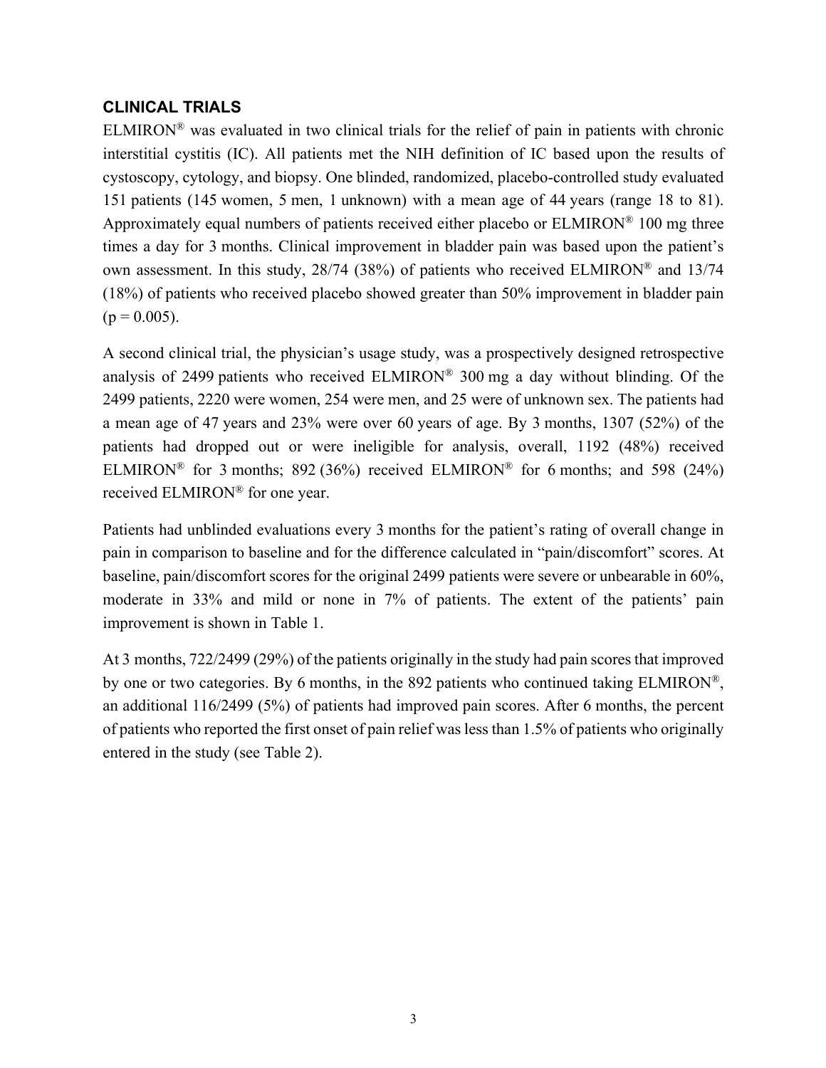## CLINICAL TRIALS

ELMIRON® was evaluated in two clinical trials for the relief of pain in patients with chronic interstitial cystitis (IC). All patients met the NIH definition of IC based upon the results of cystoscopy, cytology, and biopsy. One blinded, randomized, placebo-controlled study evaluated 151 patients (145 women, 5 men, 1 unknown) with a mean age of 44 years (range 18 to 81). Approximately equal numbers of patients received either placebo or ELMIRON® 100 mg three times a day for 3 months. Clinical improvement in bladder pain was based upon the patient's own assessment. In this study, 28/74 (38%) of patients who received ELMIRON® and 13/74 (18%) of patients who received placebo showed greater than 50% improvement in bladder pain ($p = 0.005$).

A second clinical trial, the physician's usage study, was a prospectively designed retrospective analysis of 2499 patients who received ELMIRON® 300 mg a day without blinding. Of the 2499 patients, 2220 were women, 254 were men, and 25 were of unknown sex. The patients had a mean age of 47 years and 23% were over 60 years of age. By 3 months, 1307 (52%) of the patients had dropped out or were ineligible for analysis, overall, 1192 (48%) received ELMIRON® for 3 months; 892 (36%) received ELMIRON® for 6 months; and 598 (24%) received ELMIRON® for one year.

Patients had unblinded evaluations every 3 months for the patient's rating of overall change in pain in comparison to baseline and for the difference calculated in "pain/discomfort" scores. At baseline, pain/discomfort scores for the original 2499 patients were severe or unbearable in 60%, moderate in 33% and mild or none in 7% of patients. The extent of the patients' pain improvement is shown in Table 1.

At 3 months, 722/2499 (29%) of the patients originally in the study had pain scores that improved by one or two categories. By 6 months, in the 892 patients who continued taking ELMIRON®, an additional 116/2499 (5%) of patients had improved pain scores. After 6 months, the percent of patients who reported the first onset of pain relief was less than 1.5% of patients who originally entered in the study (see Table 2).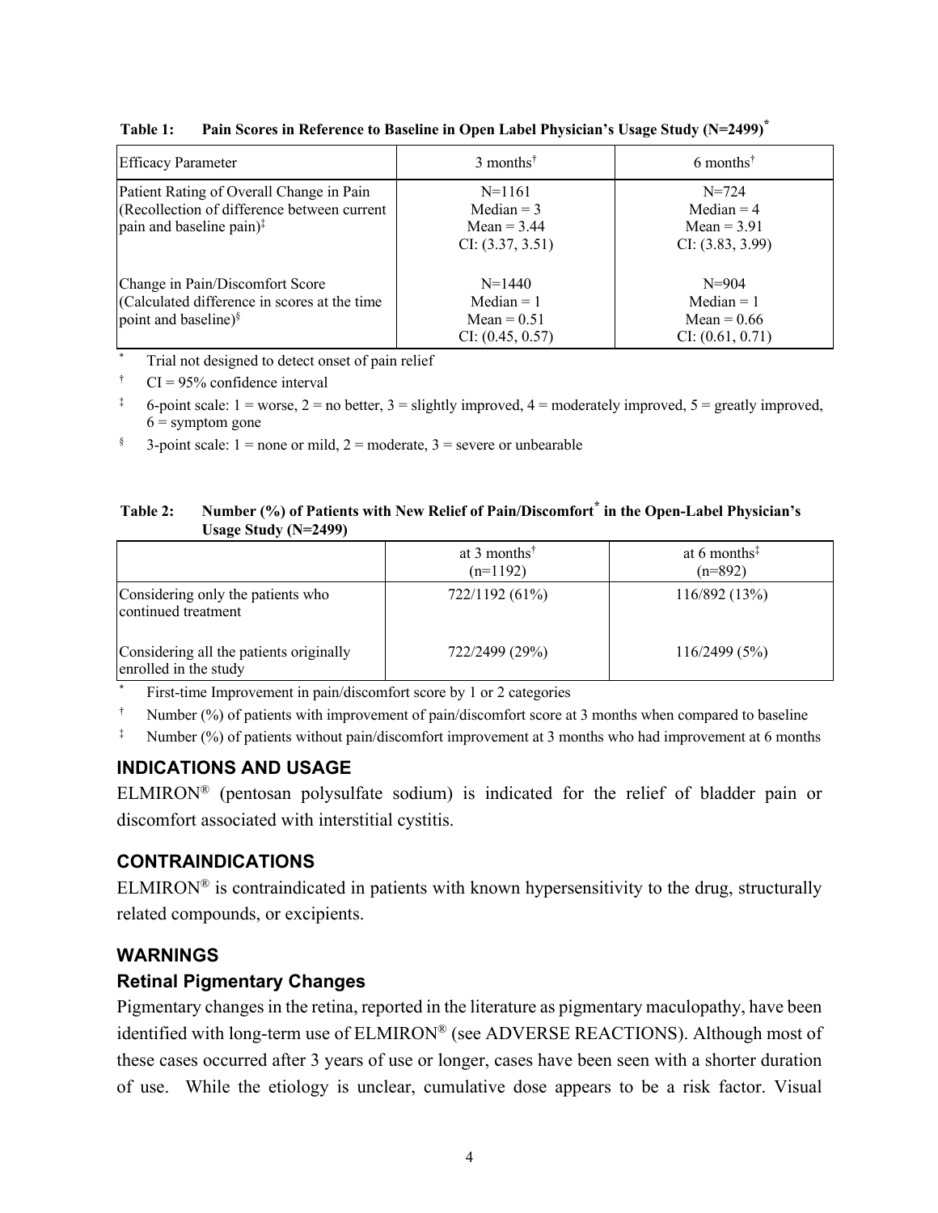**Table 1: Pain Scores in Reference to Baseline in Open Label Physician's Usage Study (N=2499)***

| Efficacy Parameter | 3 months† | 6 months† |
|---|---|---|
| Patient Rating of Overall Change in Pain (Recollection of difference between current pain and baseline pain)‡ | N=1161<br>Median = 3<br>Mean = 3.44<br>CI: (3.37, 3.51) | N=724<br>Median = 4<br>Mean = 3.91<br>CI: (3.83, 3.99) |
| Change in Pain/Discomfort Score (Calculated difference in scores at the time point and baseline)§ | N=1440<br>Median = 1<br>Mean = 0.51<br>CI: (0.45, 0.57) | N=904<br>Median = 1<br>Mean = 0.66<br>CI: (0.61, 0.71) |

\* Trial not designed to detect onset of pain relief

† CI = 95% confidence interval

‡ 6-point scale: 1 = worse, 2 = no better, 3 = slightly improved, 4 = moderately improved, 5 = greatly improved, 6 = symptom gone

§ 3-point scale: 1 = none or mild, 2 = moderate, 3 = severe or unbearable

**Table 2: Number (%) of Patients with New Relief of Pain/Discomfort* in the Open-Label Physician's Usage Study (N=2499)**

| | at 3 months†<br>(n=1192) | at 6 months‡<br>(n=892) |
|---|---|---|
| Considering only the patients who continued treatment | 722/1192 (61%) | 116/892 (13%) |
| Considering all the patients originally enrolled in the study | 722/2499 (29%) | 116/2499 (5%) |

\* First-time Improvement in pain/discomfort score by 1 or 2 categories

† Number (%) of patients with improvement of pain/discomfort score at 3 months when compared to baseline

‡ Number (%) of patients without pain/discomfort improvement at 3 months who had improvement at 6 months

## INDICATIONS AND USAGE

ELMIRON® (pentosan polysulfate sodium) is indicated for the relief of bladder pain or discomfort associated with interstitial cystitis.

## CONTRAINDICATIONS

ELMIRON® is contraindicated in patients with known hypersensitivity to the drug, structurally related compounds, or excipients.

## WARNINGS

### Retinal Pigmentary Changes

Pigmentary changes in the retina, reported in the literature as pigmentary maculopathy, have been identified with long-term use of ELMIRON® (see ADVERSE REACTIONS). Although most of these cases occurred after 3 years of use or longer, cases have been seen with a shorter duration of use. While the etiology is unclear, cumulative dose appears to be a risk factor. Visual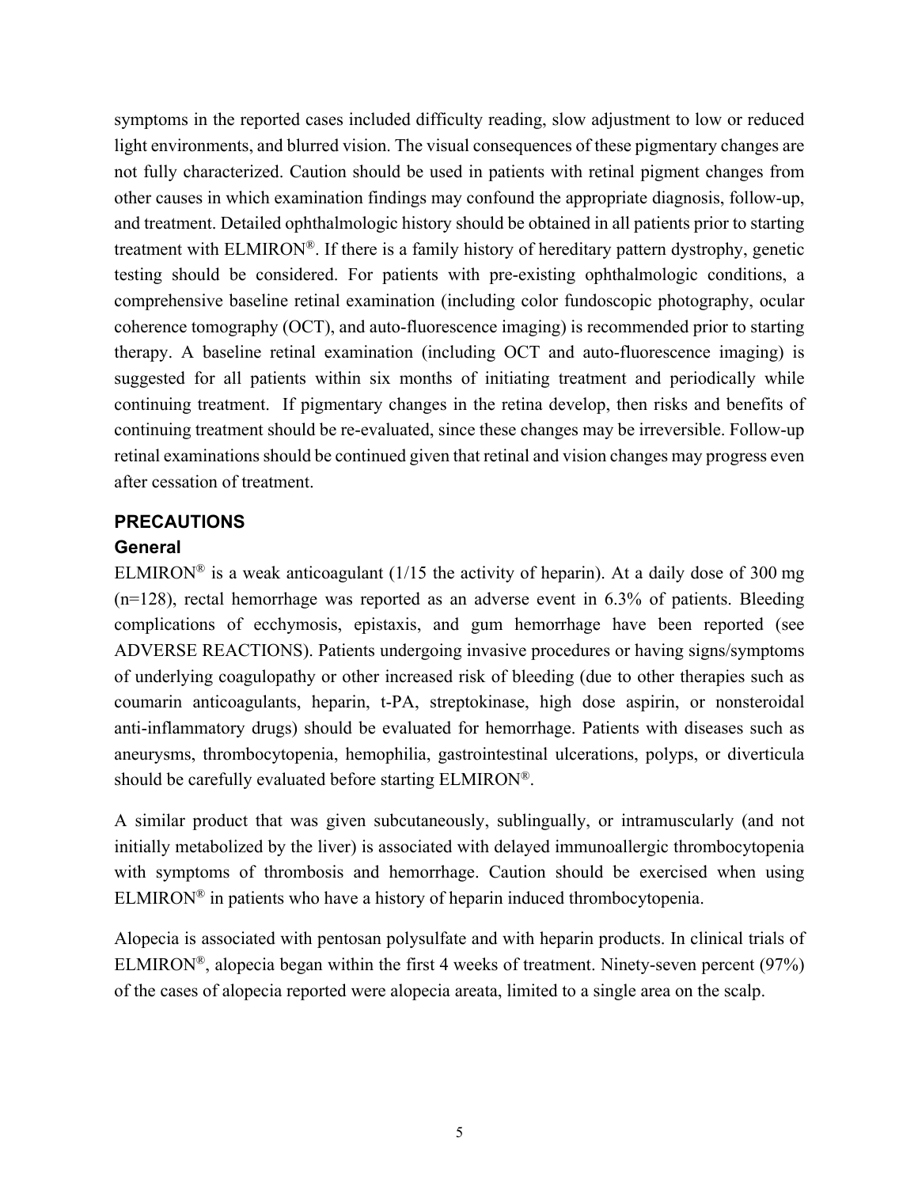symptoms in the reported cases included difficulty reading, slow adjustment to low or reduced light environments, and blurred vision. The visual consequences of these pigmentary changes are not fully characterized. Caution should be used in patients with retinal pigment changes from other causes in which examination findings may confound the appropriate diagnosis, follow-up, and treatment. Detailed ophthalmologic history should be obtained in all patients prior to starting treatment with ELMIRON®. If there is a family history of hereditary pattern dystrophy, genetic testing should be considered. For patients with pre-existing ophthalmologic conditions, a comprehensive baseline retinal examination (including color fundoscopic photography, ocular coherence tomography (OCT), and auto-fluorescence imaging) is recommended prior to starting therapy. A baseline retinal examination (including OCT and auto-fluorescence imaging) is suggested for all patients within six months of initiating treatment and periodically while continuing treatment. If pigmentary changes in the retina develop, then risks and benefits of continuing treatment should be re-evaluated, since these changes may be irreversible. Follow-up retinal examinations should be continued given that retinal and vision changes may progress even after cessation of treatment.

## PRECAUTIONS

### General

ELMIRON® is a weak anticoagulant (1/15 the activity of heparin). At a daily dose of 300 mg (n=128), rectal hemorrhage was reported as an adverse event in 6.3% of patients. Bleeding complications of ecchymosis, epistaxis, and gum hemorrhage have been reported (see ADVERSE REACTIONS). Patients undergoing invasive procedures or having signs/symptoms of underlying coagulopathy or other increased risk of bleeding (due to other therapies such as coumarin anticoagulants, heparin, t-PA, streptokinase, high dose aspirin, or nonsteroidal anti-inflammatory drugs) should be evaluated for hemorrhage. Patients with diseases such as aneurysms, thrombocytopenia, hemophilia, gastrointestinal ulcerations, polyps, or diverticula should be carefully evaluated before starting ELMIRON®.

A similar product that was given subcutaneously, sublingually, or intramuscularly (and not initially metabolized by the liver) is associated with delayed immunoallergic thrombocytopenia with symptoms of thrombosis and hemorrhage. Caution should be exercised when using ELMIRON® in patients who have a history of heparin induced thrombocytopenia.

Alopecia is associated with pentosan polysulfate and with heparin products. In clinical trials of ELMIRON®, alopecia began within the first 4 weeks of treatment. Ninety-seven percent (97%) of the cases of alopecia reported were alopecia areata, limited to a single area on the scalp.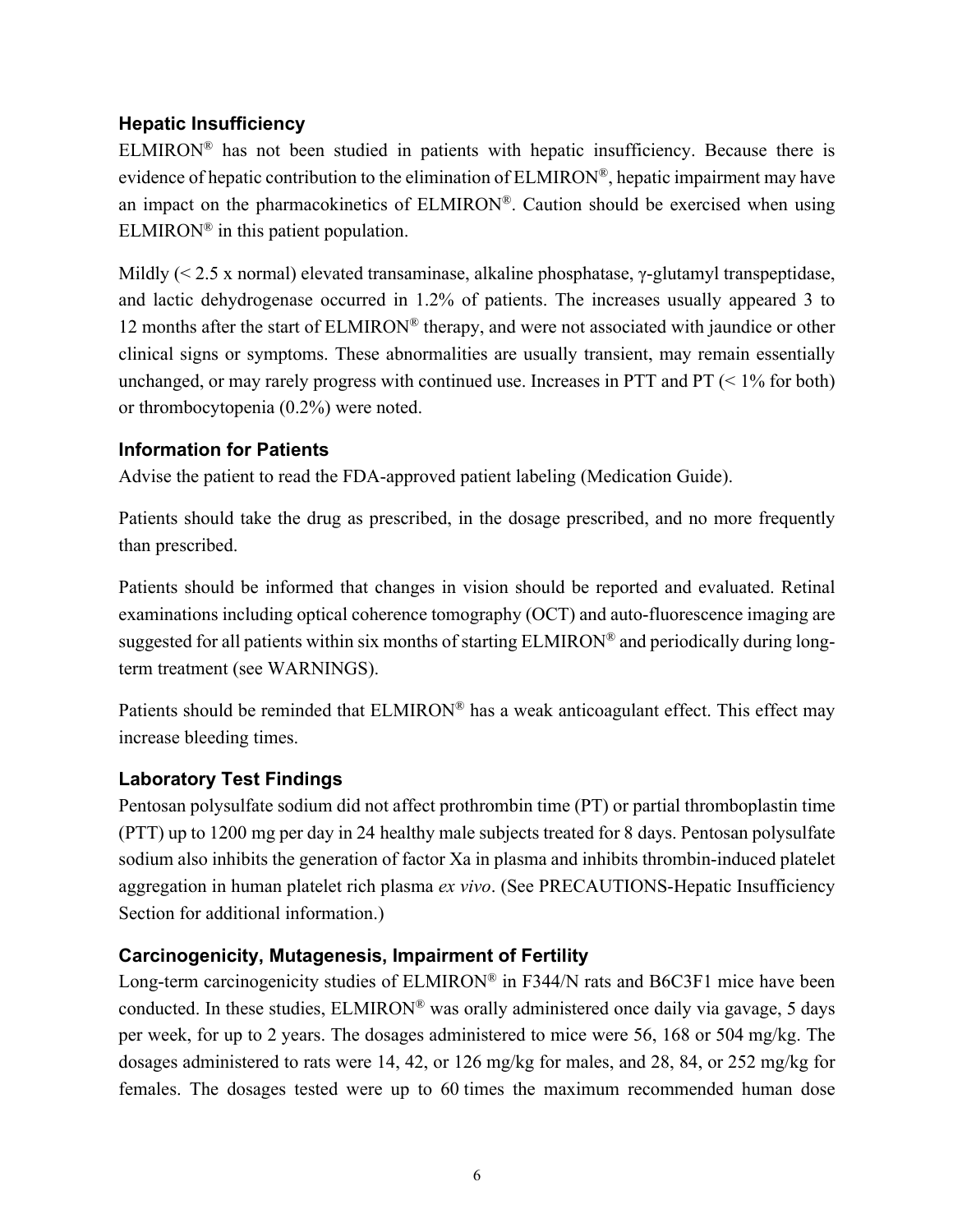### Hepatic Insufficiency

ELMIRON® has not been studied in patients with hepatic insufficiency. Because there is evidence of hepatic contribution to the elimination of ELMIRON®, hepatic impairment may have an impact on the pharmacokinetics of ELMIRON®. Caution should be exercised when using ELMIRON® in this patient population.

Mildly (< 2.5 x normal) elevated transaminase, alkaline phosphatase, γ-glutamyl transpeptidase, and lactic dehydrogenase occurred in 1.2% of patients. The increases usually appeared 3 to 12 months after the start of ELMIRON® therapy, and were not associated with jaundice or other clinical signs or symptoms. These abnormalities are usually transient, may remain essentially unchanged, or may rarely progress with continued use. Increases in PTT and PT (< 1% for both) or thrombocytopenia (0.2%) were noted.

### Information for Patients

Advise the patient to read the FDA-approved patient labeling (Medication Guide).

Patients should take the drug as prescribed, in the dosage prescribed, and no more frequently than prescribed.

Patients should be informed that changes in vision should be reported and evaluated. Retinal examinations including optical coherence tomography (OCT) and auto-fluorescence imaging are suggested for all patients within six months of starting ELMIRON® and periodically during long-term treatment (see WARNINGS).

Patients should be reminded that ELMIRON® has a weak anticoagulant effect. This effect may increase bleeding times.

### Laboratory Test Findings

Pentosan polysulfate sodium did not affect prothrombin time (PT) or partial thromboplastin time (PTT) up to 1200 mg per day in 24 healthy male subjects treated for 8 days. Pentosan polysulfate sodium also inhibits the generation of factor Xa in plasma and inhibits thrombin-induced platelet aggregation in human platelet rich plasma *ex vivo*. (See PRECAUTIONS-Hepatic Insufficiency Section for additional information.)

### Carcinogenicity, Mutagenesis, Impairment of Fertility

Long-term carcinogenicity studies of ELMIRON® in F344/N rats and B6C3F1 mice have been conducted. In these studies, ELMIRON® was orally administered once daily via gavage, 5 days per week, for up to 2 years. The dosages administered to mice were 56, 168 or 504 mg/kg. The dosages administered to rats were 14, 42, or 126 mg/kg for males, and 28, 84, or 252 mg/kg for females. The dosages tested were up to 60 times the maximum recommended human dose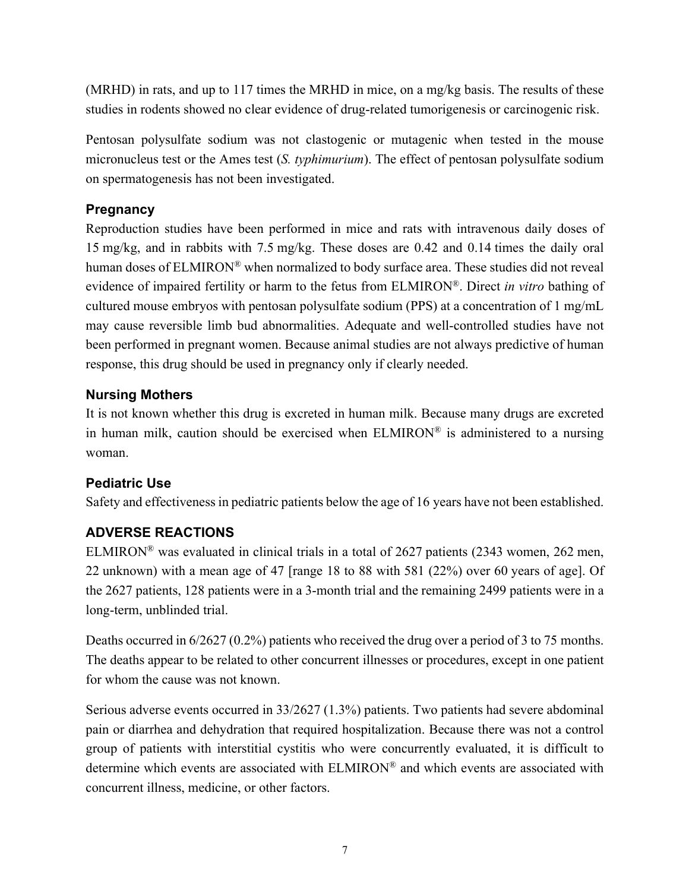(MRHD) in rats, and up to 117 times the MRHD in mice, on a mg/kg basis. The results of these studies in rodents showed no clear evidence of drug-related tumorigenesis or carcinogenic risk.

Pentosan polysulfate sodium was not clastogenic or mutagenic when tested in the mouse micronucleus test or the Ames test (*S. typhimurium*). The effect of pentosan polysulfate sodium on spermatogenesis has not been investigated.

### Pregnancy

Reproduction studies have been performed in mice and rats with intravenous daily doses of 15 mg/kg, and in rabbits with 7.5 mg/kg. These doses are 0.42 and 0.14 times the daily oral human doses of ELMIRON® when normalized to body surface area. These studies did not reveal evidence of impaired fertility or harm to the fetus from ELMIRON®. Direct *in vitro* bathing of cultured mouse embryos with pentosan polysulfate sodium (PPS) at a concentration of 1 mg/mL may cause reversible limb bud abnormalities. Adequate and well-controlled studies have not been performed in pregnant women. Because animal studies are not always predictive of human response, this drug should be used in pregnancy only if clearly needed.

### Nursing Mothers

It is not known whether this drug is excreted in human milk. Because many drugs are excreted in human milk, caution should be exercised when ELMIRON® is administered to a nursing woman.

### Pediatric Use

Safety and effectiveness in pediatric patients below the age of 16 years have not been established.

## ADVERSE REACTIONS

ELMIRON® was evaluated in clinical trials in a total of 2627 patients (2343 women, 262 men, 22 unknown) with a mean age of 47 [range 18 to 88 with 581 (22%) over 60 years of age]. Of the 2627 patients, 128 patients were in a 3-month trial and the remaining 2499 patients were in a long-term, unblinded trial.

Deaths occurred in 6/2627 (0.2%) patients who received the drug over a period of 3 to 75 months. The deaths appear to be related to other concurrent illnesses or procedures, except in one patient for whom the cause was not known.

Serious adverse events occurred in 33/2627 (1.3%) patients. Two patients had severe abdominal pain or diarrhea and dehydration that required hospitalization. Because there was not a control group of patients with interstitial cystitis who were concurrently evaluated, it is difficult to determine which events are associated with ELMIRON® and which events are associated with concurrent illness, medicine, or other factors.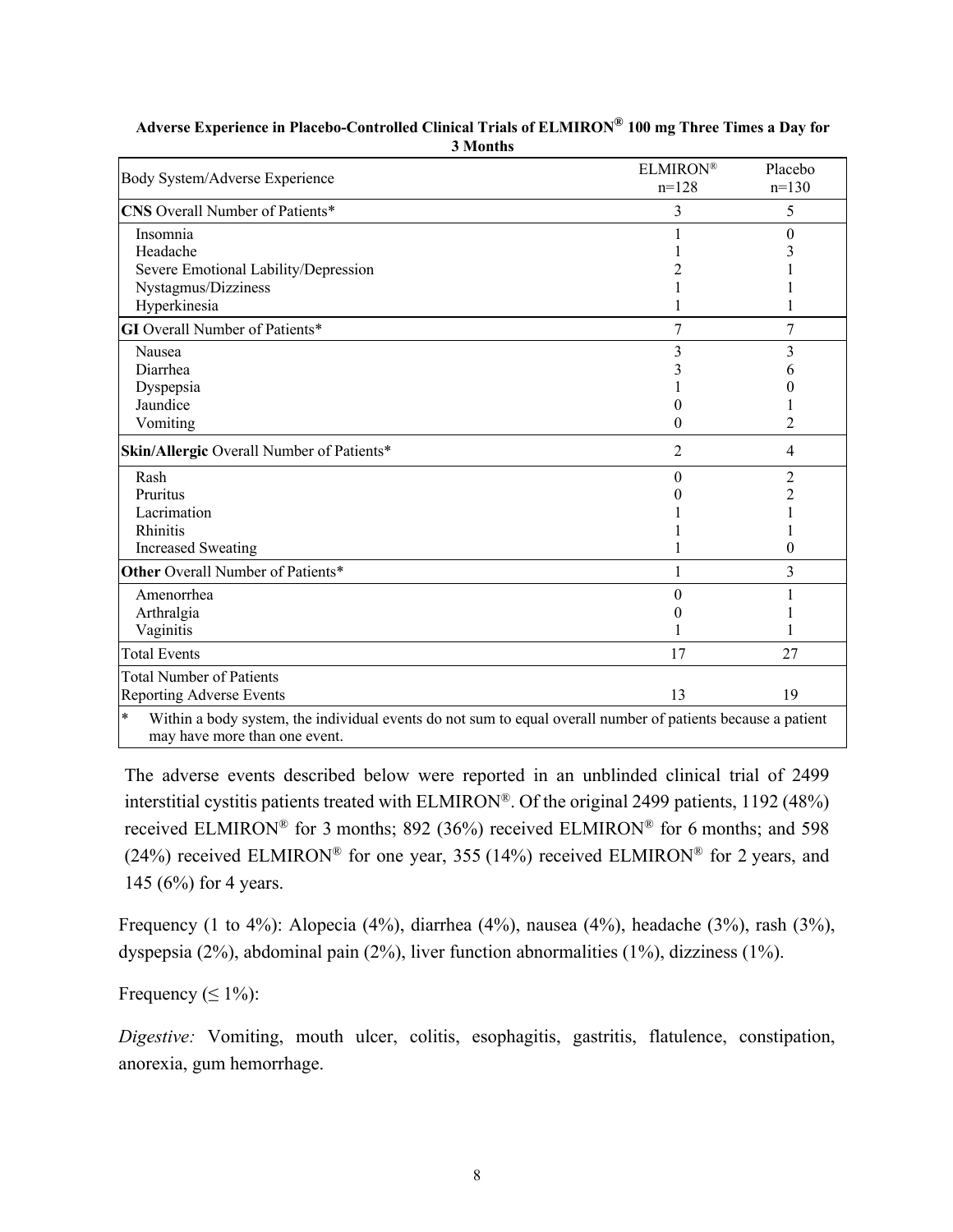**Adverse Experience in Placebo-Controlled Clinical Trials of ELMIRON® 100 mg Three Times a Day for 3 Months**

| Body System/Adverse Experience | ELMIRON® n=128 | Placebo n=130 |
|---|---|---|
| **CNS** Overall Number of Patients* | 3 | 5 |
| Insomnia | 1 | 0 |
| Headache | 1 | 3 |
| Severe Emotional Lability/Depression | 2 | 1 |
| Nystagmus/Dizziness | 1 | 1 |
| Hyperkinesia | 1 | 1 |
| **GI** Overall Number of Patients* | 7 | 7 |
| Nausea | 3 | 3 |
| Diarrhea | 3 | 6 |
| Dyspepsia | 1 | 0 |
| Jaundice | 0 | 1 |
| Vomiting | 0 | 2 |
| **Skin/Allergic** Overall Number of Patients* | 2 | 4 |
| Rash | 0 | 2 |
| Pruritus | 0 | 2 |
| Lacrimation | 1 | 1 |
| Rhinitis | 1 | 1 |
| Increased Sweating | 1 | 0 |
| **Other** Overall Number of Patients* | 1 | 3 |
| Amenorrhea | 0 | 1 |
| Arthralgia | 0 | 1 |
| Vaginitis | 1 | 1 |
| Total Events | 17 | 27 |
| Total Number of Patients Reporting Adverse Events | 13 | 19 |

\* Within a body system, the individual events do not sum to equal overall number of patients because a patient may have more than one event.

The adverse events described below were reported in an unblinded clinical trial of 2499 interstitial cystitis patients treated with ELMIRON®. Of the original 2499 patients, 1192 (48%) received ELMIRON® for 3 months; 892 (36%) received ELMIRON® for 6 months; and 598 (24%) received ELMIRON® for one year, 355 (14%) received ELMIRON® for 2 years, and 145 (6%) for 4 years.

Frequency (1 to 4%): Alopecia (4%), diarrhea (4%), nausea (4%), headache (3%), rash (3%), dyspepsia (2%), abdominal pain (2%), liver function abnormalities (1%), dizziness (1%).

Frequency ($\leq$ 1%):

*Digestive:* Vomiting, mouth ulcer, colitis, esophagitis, gastritis, flatulence, constipation, anorexia, gum hemorrhage.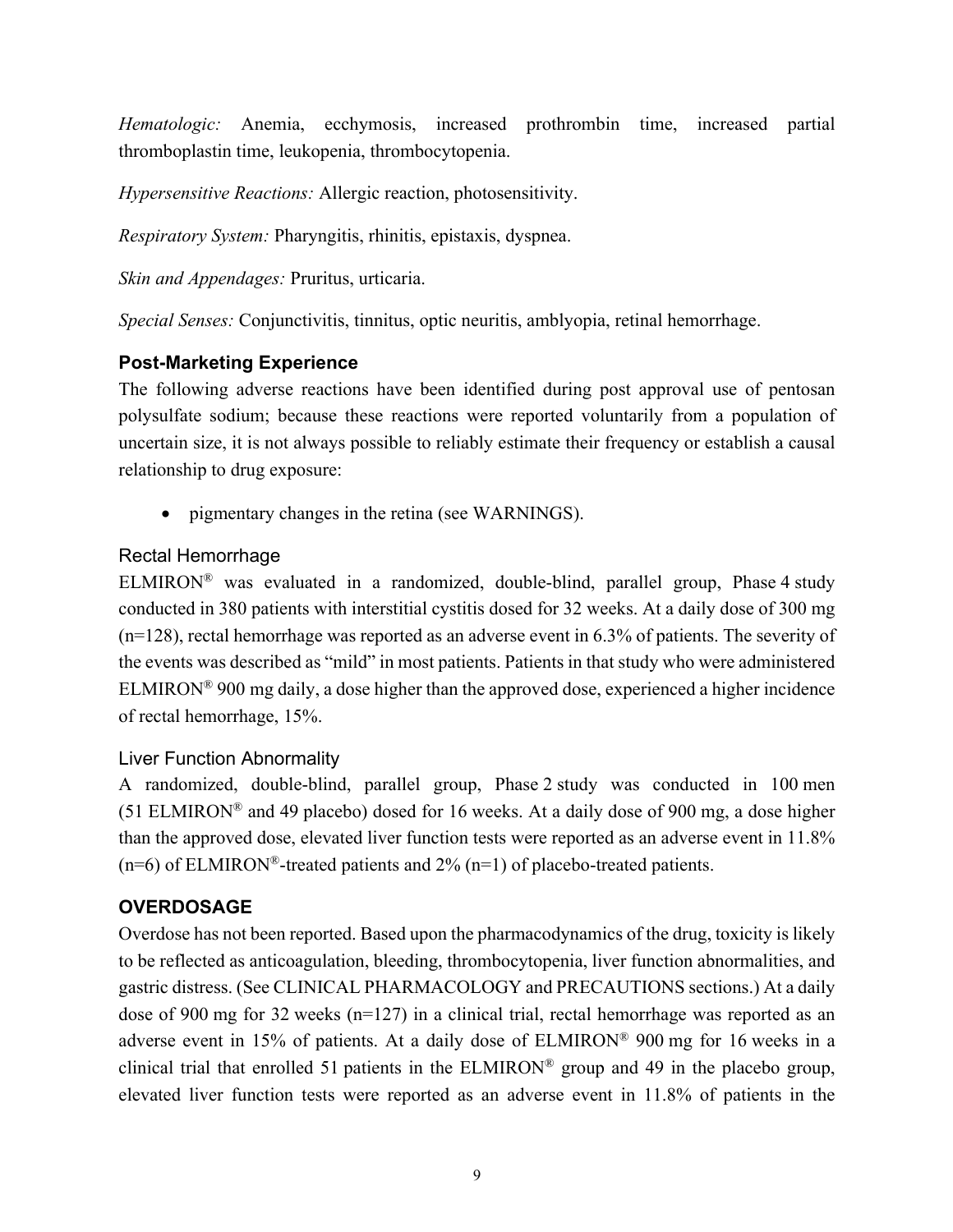*Hematologic:* Anemia, ecchymosis, increased prothrombin time, increased partial thromboplastin time, leukopenia, thrombocytopenia.

*Hypersensitive Reactions:* Allergic reaction, photosensitivity.

*Respiratory System:* Pharyngitis, rhinitis, epistaxis, dyspnea.

*Skin and Appendages:* Pruritus, urticaria.

*Special Senses:* Conjunctivitis, tinnitus, optic neuritis, amblyopia, retinal hemorrhage.

### Post-Marketing Experience

The following adverse reactions have been identified during post approval use of pentosan polysulfate sodium; because these reactions were reported voluntarily from a population of uncertain size, it is not always possible to reliably estimate their frequency or establish a causal relationship to drug exposure:

- pigmentary changes in the retina (see WARNINGS).

#### Rectal Hemorrhage

ELMIRON® was evaluated in a randomized, double-blind, parallel group, Phase 4 study conducted in 380 patients with interstitial cystitis dosed for 32 weeks. At a daily dose of 300 mg (n=128), rectal hemorrhage was reported as an adverse event in 6.3% of patients. The severity of the events was described as "mild" in most patients. Patients in that study who were administered ELMIRON® 900 mg daily, a dose higher than the approved dose, experienced a higher incidence of rectal hemorrhage, 15%.

#### Liver Function Abnormality

A randomized, double-blind, parallel group, Phase 2 study was conducted in 100 men (51 ELMIRON® and 49 placebo) dosed for 16 weeks. At a daily dose of 900 mg, a dose higher than the approved dose, elevated liver function tests were reported as an adverse event in 11.8% (n=6) of ELMIRON®-treated patients and 2% (n=1) of placebo-treated patients.

### OVERDOSAGE

Overdose has not been reported. Based upon the pharmacodynamics of the drug, toxicity is likely to be reflected as anticoagulation, bleeding, thrombocytopenia, liver function abnormalities, and gastric distress. (See CLINICAL PHARMACOLOGY and PRECAUTIONS sections.) At a daily dose of 900 mg for 32 weeks (n=127) in a clinical trial, rectal hemorrhage was reported as an adverse event in 15% of patients. At a daily dose of ELMIRON® 900 mg for 16 weeks in a clinical trial that enrolled 51 patients in the ELMIRON® group and 49 in the placebo group, elevated liver function tests were reported as an adverse event in 11.8% of patients in the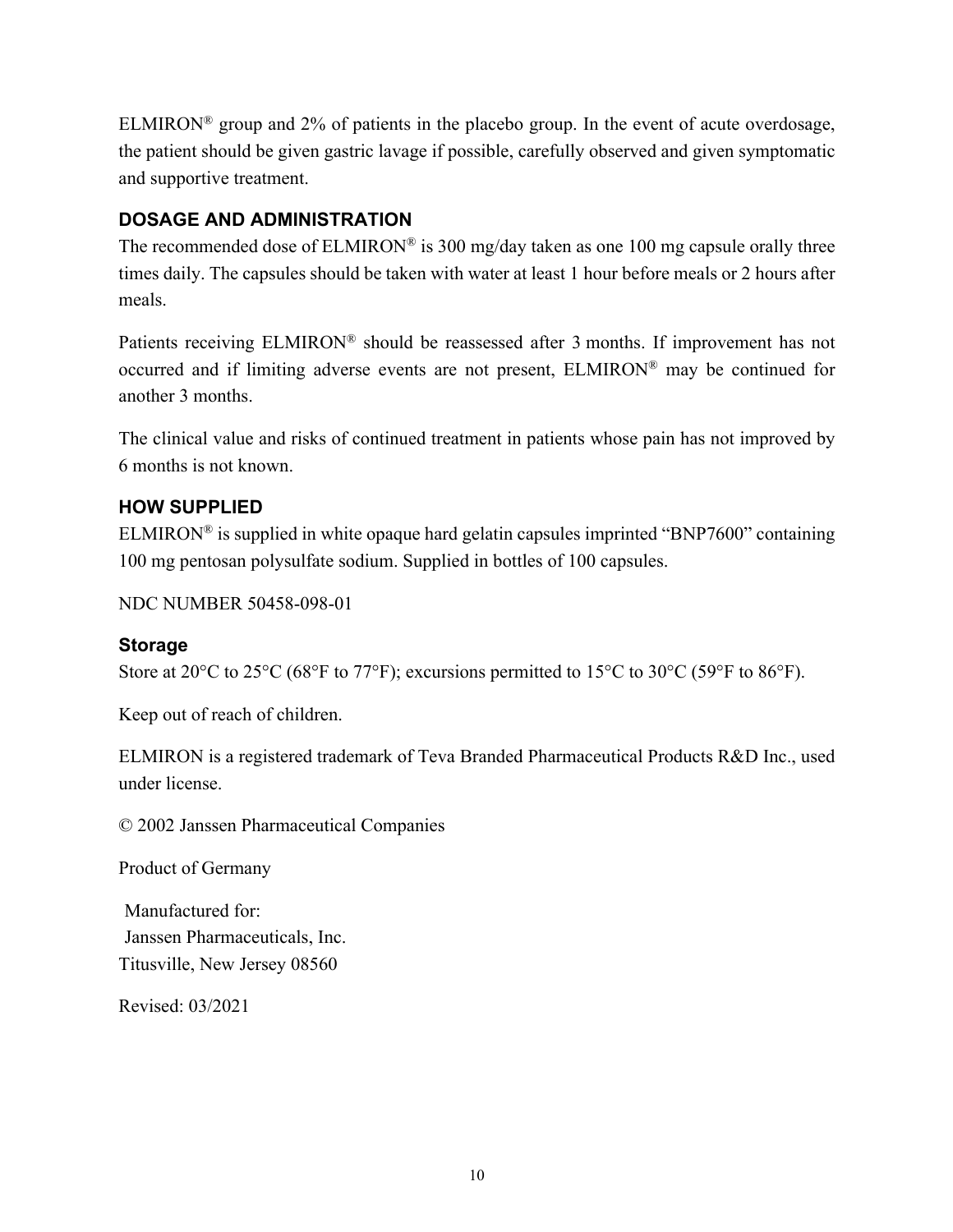ELMIRON® group and 2% of patients in the placebo group. In the event of acute overdosage, the patient should be given gastric lavage if possible, carefully observed and given symptomatic and supportive treatment.

## DOSAGE AND ADMINISTRATION

The recommended dose of ELMIRON® is 300 mg/day taken as one 100 mg capsule orally three times daily. The capsules should be taken with water at least 1 hour before meals or 2 hours after meals.

Patients receiving ELMIRON® should be reassessed after 3 months. If improvement has not occurred and if limiting adverse events are not present, ELMIRON® may be continued for another 3 months.

The clinical value and risks of continued treatment in patients whose pain has not improved by 6 months is not known.

## HOW SUPPLIED

ELMIRON® is supplied in white opaque hard gelatin capsules imprinted "BNP7600" containing 100 mg pentosan polysulfate sodium. Supplied in bottles of 100 capsules.

NDC NUMBER 50458-098-01

### Storage

Store at 20°C to 25°C (68°F to 77°F); excursions permitted to 15°C to 30°C (59°F to 86°F).

Keep out of reach of children.

ELMIRON is a registered trademark of Teva Branded Pharmaceutical Products R&D Inc., used under license.

© 2002 Janssen Pharmaceutical Companies

Product of Germany

Manufactured for:
Janssen Pharmaceuticals, Inc.
Titusville, New Jersey 08560

Revised: 03/2021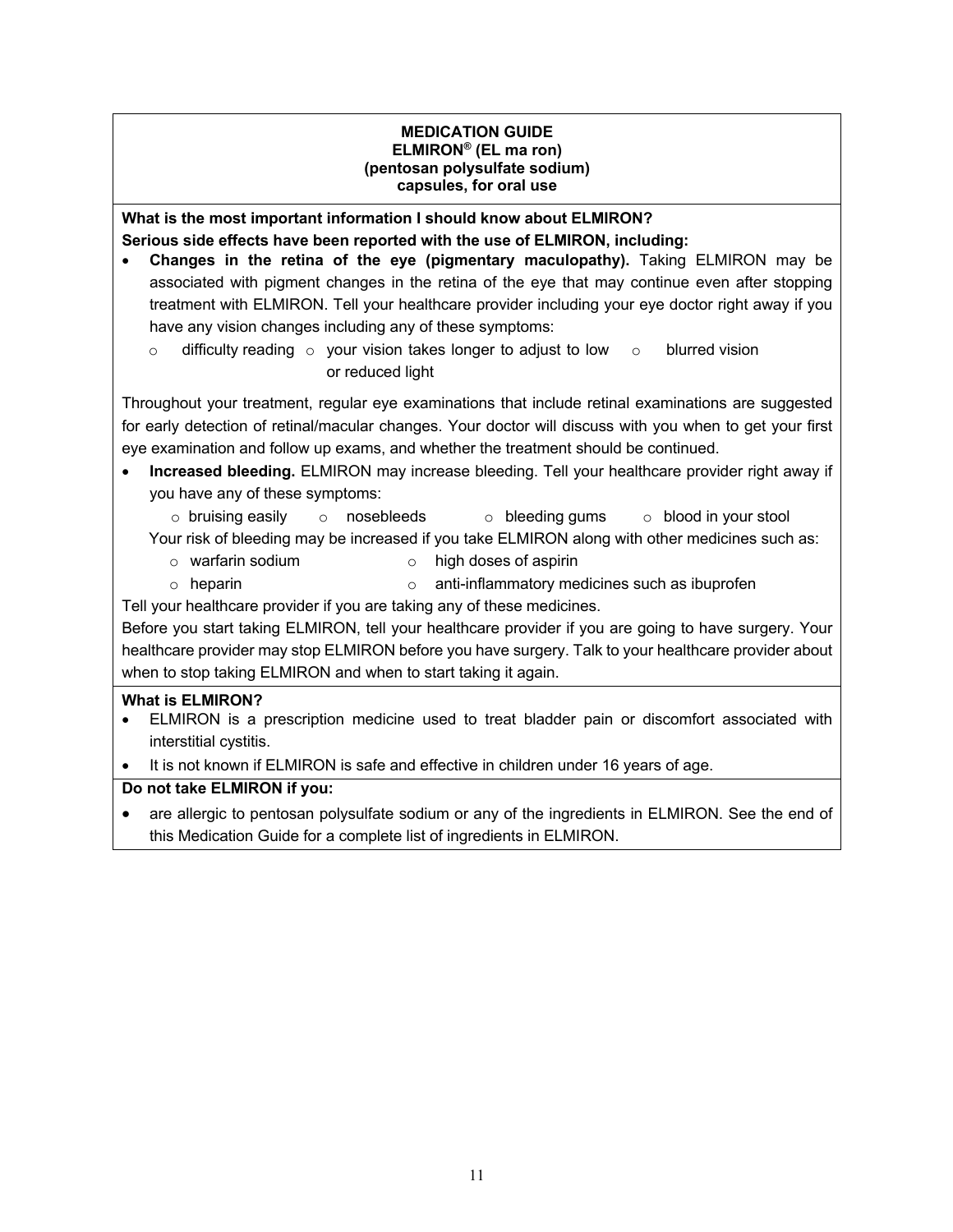**MEDICATION GUIDE**
**ELMIRON® (EL ma ron)**
**(pentosan polysulfate sodium)**
**capsules, for oral use**

**What is the most important information I should know about ELMIRON?**
**Serious side effects have been reported with the use of ELMIRON, including:**

- **Changes in the retina of the eye (pigmentary maculopathy).** Taking ELMIRON may be associated with pigment changes in the retina of the eye that may continue even after stopping treatment with ELMIRON. Tell your healthcare provider including your eye doctor right away if you have any vision changes including any of these symptoms:
  - difficulty reading
  - your vision takes longer to adjust to low or reduced light
  - blurred vision

Throughout your treatment, regular eye examinations that include retinal examinations are suggested for early detection of retinal/macular changes. Your doctor will discuss with you when to get your first eye examination and follow up exams, and whether the treatment should be continued.

- **Increased bleeding.** ELMIRON may increase bleeding. Tell your healthcare provider right away if you have any of these symptoms:
  - bruising easily
  - nosebleeds
  - bleeding gums
  - blood in your stool

  Your risk of bleeding may be increased if you take ELMIRON along with other medicines such as:
  - warfarin sodium
  - high doses of aspirin
  - heparin
  - anti-inflammatory medicines such as ibuprofen

Tell your healthcare provider if you are taking any of these medicines.
Before you start taking ELMIRON, tell your healthcare provider if you are going to have surgery. Your healthcare provider may stop ELMIRON before you have surgery. Talk to your healthcare provider about when to stop taking ELMIRON and when to start taking it again.

**What is ELMIRON?**

- ELMIRON is a prescription medicine used to treat bladder pain or discomfort associated with interstitial cystitis.
- It is not known if ELMIRON is safe and effective in children under 16 years of age.

**Do not take ELMIRON if you:**

- are allergic to pentosan polysulfate sodium or any of the ingredients in ELMIRON. See the end of this Medication Guide for a complete list of ingredients in ELMIRON.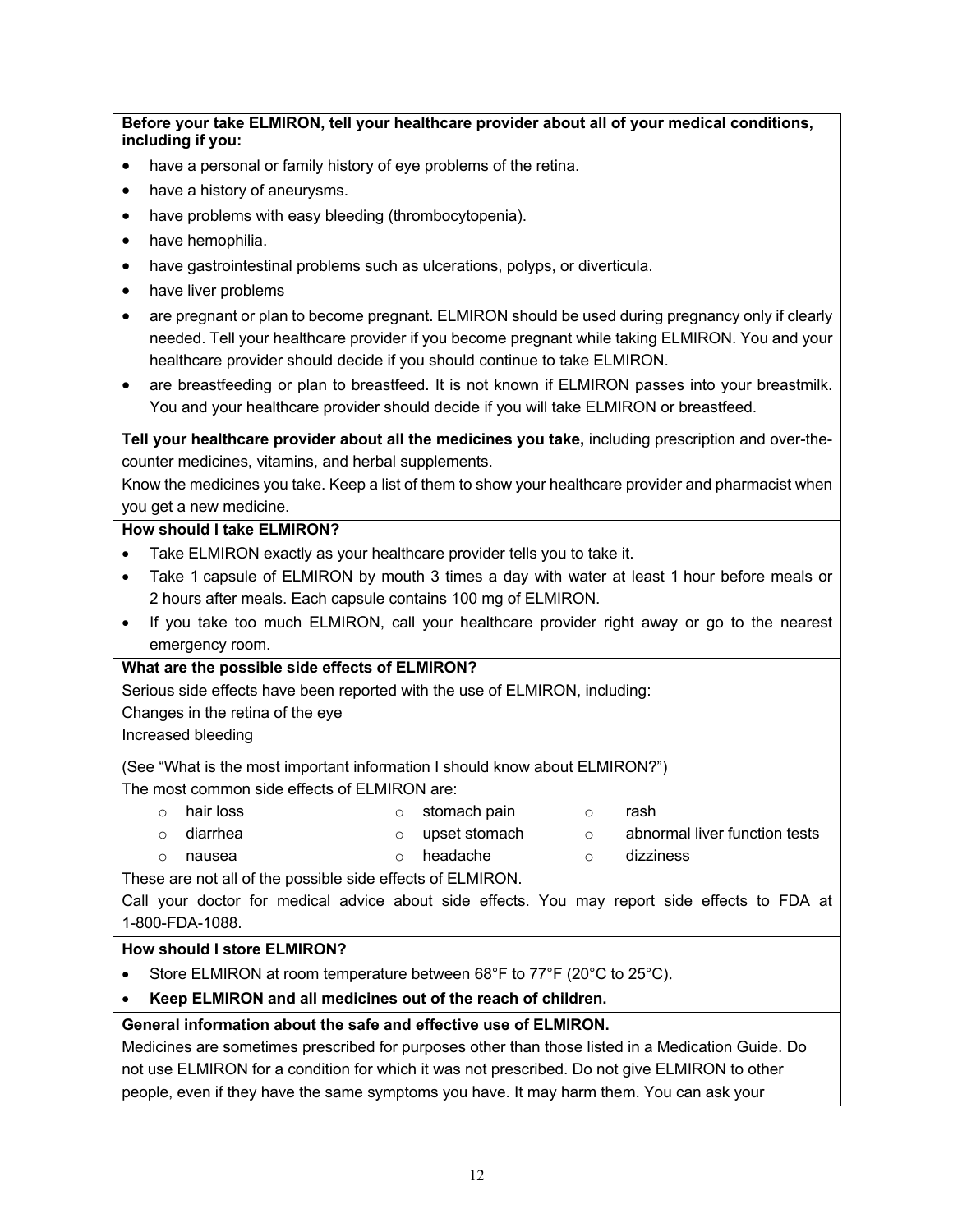**Before your take ELMIRON, tell your healthcare provider about all of your medical conditions, including if you:**

- have a personal or family history of eye problems of the retina.
- have a history of aneurysms.
- have problems with easy bleeding (thrombocytopenia).
- have hemophilia.
- have gastrointestinal problems such as ulcerations, polyps, or diverticula.
- have liver problems
- are pregnant or plan to become pregnant. ELMIRON should be used during pregnancy only if clearly needed. Tell your healthcare provider if you become pregnant while taking ELMIRON. You and your healthcare provider should decide if you should continue to take ELMIRON.
- are breastfeeding or plan to breastfeed. It is not known if ELMIRON passes into your breastmilk. You and your healthcare provider should decide if you will take ELMIRON or breastfeed.

**Tell your healthcare provider about all the medicines you take,** including prescription and over-the-counter medicines, vitamins, and herbal supplements.

Know the medicines you take. Keep a list of them to show your healthcare provider and pharmacist when you get a new medicine.

**How should I take ELMIRON?**

- Take ELMIRON exactly as your healthcare provider tells you to take it.
- Take 1 capsule of ELMIRON by mouth 3 times a day with water at least 1 hour before meals or 2 hours after meals. Each capsule contains 100 mg of ELMIRON.
- If you take too much ELMIRON, call your healthcare provider right away or go to the nearest emergency room.

**What are the possible side effects of ELMIRON?**

Serious side effects have been reported with the use of ELMIRON, including:

Changes in the retina of the eye

Increased bleeding

(See "What is the most important information I should know about ELMIRON?")

The most common side effects of ELMIRON are:

- hair loss
- diarrhea
- nausea
- stomach pain
- upset stomach
- headache
- rash
- abnormal liver function tests
- dizziness

These are not all of the possible side effects of ELMIRON.

Call your doctor for medical advice about side effects. You may report side effects to FDA at 1-800-FDA-1088.

**How should I store ELMIRON?**

- Store ELMIRON at room temperature between 68°F to 77°F (20°C to 25°C).
- **Keep ELMIRON and all medicines out of the reach of children.**

**General information about the safe and effective use of ELMIRON.**

Medicines are sometimes prescribed for purposes other than those listed in a Medication Guide. Do not use ELMIRON for a condition for which it was not prescribed. Do not give ELMIRON to other people, even if they have the same symptoms you have. It may harm them. You can ask your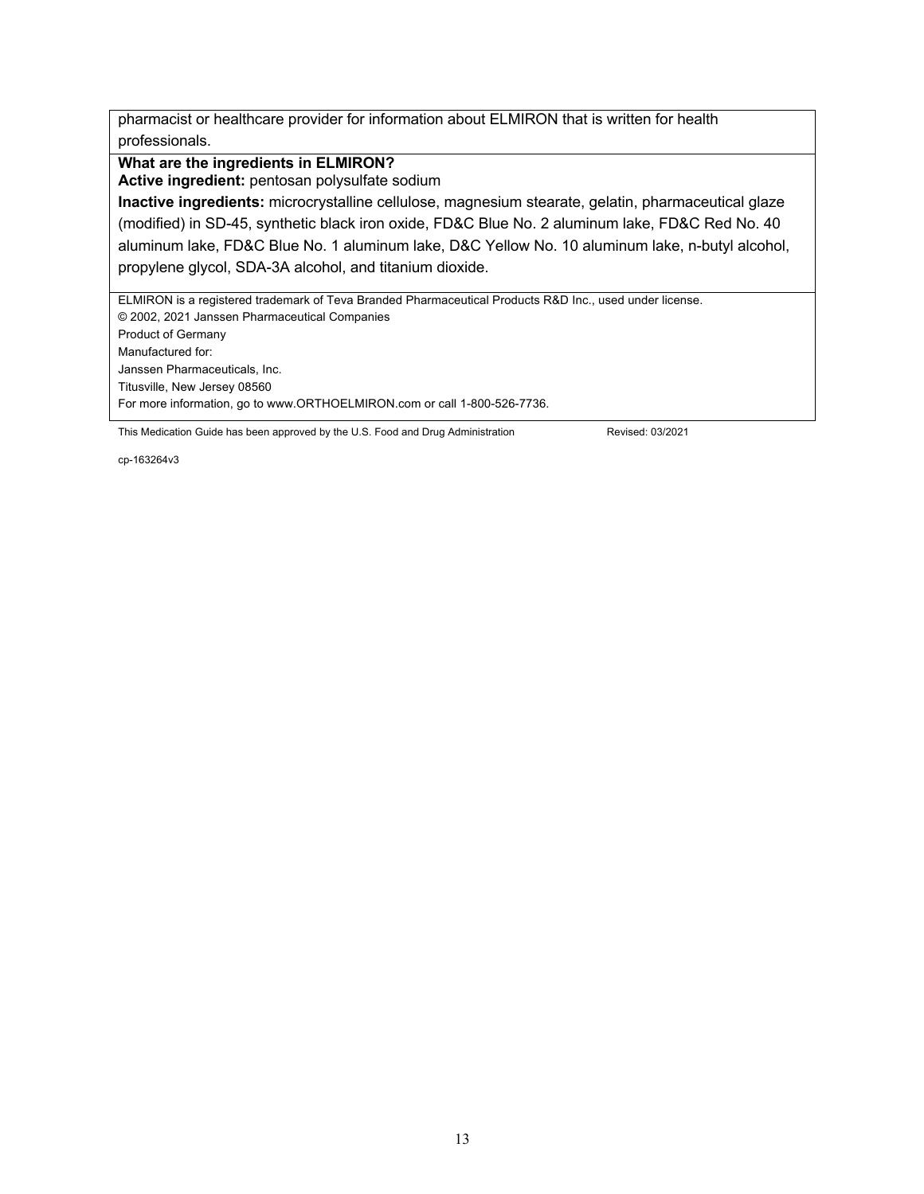pharmacist or healthcare provider for information about ELMIRON that is written for health professionals.

**What are the ingredients in ELMIRON?**

**Active ingredient:** pentosan polysulfate sodium

**Inactive ingredients:** microcrystalline cellulose, magnesium stearate, gelatin, pharmaceutical glaze (modified) in SD-45, synthetic black iron oxide, FD&C Blue No. 2 aluminum lake, FD&C Red No. 40 aluminum lake, FD&C Blue No. 1 aluminum lake, D&C Yellow No. 10 aluminum lake, n-butyl alcohol, propylene glycol, SDA-3A alcohol, and titanium dioxide.

ELMIRON is a registered trademark of Teva Branded Pharmaceutical Products R&D Inc., used under license.

© 2002, 2021 Janssen Pharmaceutical Companies

Product of Germany

Manufactured for:

Janssen Pharmaceuticals, Inc.

Titusville, New Jersey 08560

For more information, go to www.ORTHOELMIRON.com or call 1-800-526-7736.

This Medication Guide has been approved by the U.S. Food and Drug Administration Revised: 03/2021

cp-163264v3